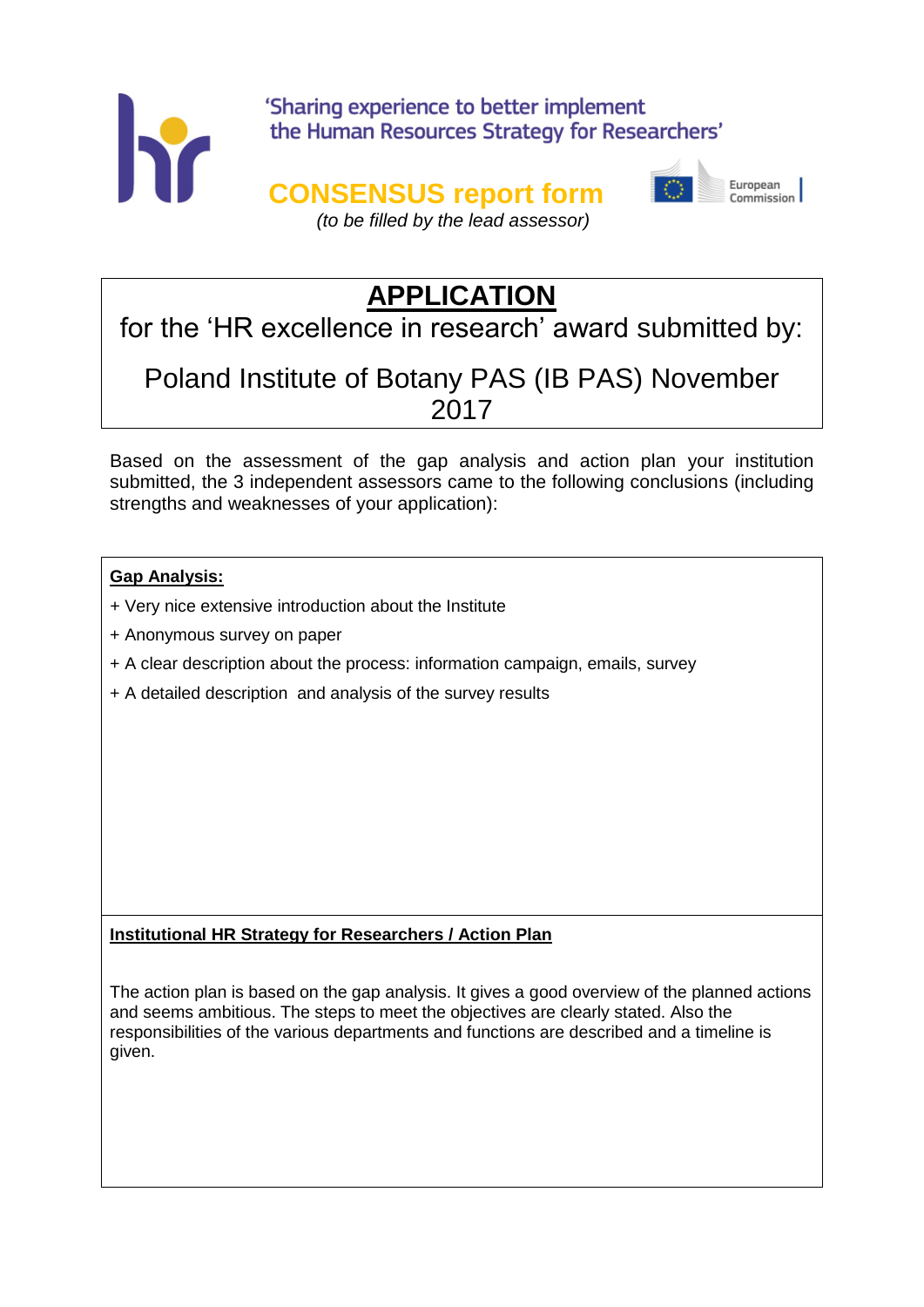'Sharing experience to better implement the Human Resources Strategy for Researchers'

# CONSENSUS report form

*(to be filled by the lead assessor)*

European Commission

## APPLICATION

for the 'HR excellence in research' award submitted by:

Poland Institute of Botany PAS (IB PAS) November 2017

Based on the assessment of the gap analysis and action plan your institution submitted, the 3 independent assessors came to the following conclusions (including strengths and weaknesses of your application):

**Gap Analysis:**

+ Very nice extensive introduction about the Institute

+ Anonymous survey on paper

+ A clear description about the process: information campaign, emails, survey

+ A detailed description and analysis of the survey results

**Institutional HR Strategy for Researchers / Action Plan**

The action plan is based on the gap analysis. It gives a good overview of the planned actions and seems ambitious. The steps to meet the objectives are clearly stated. Also the responsibilities of the various departments and functions are described and a timeline is given.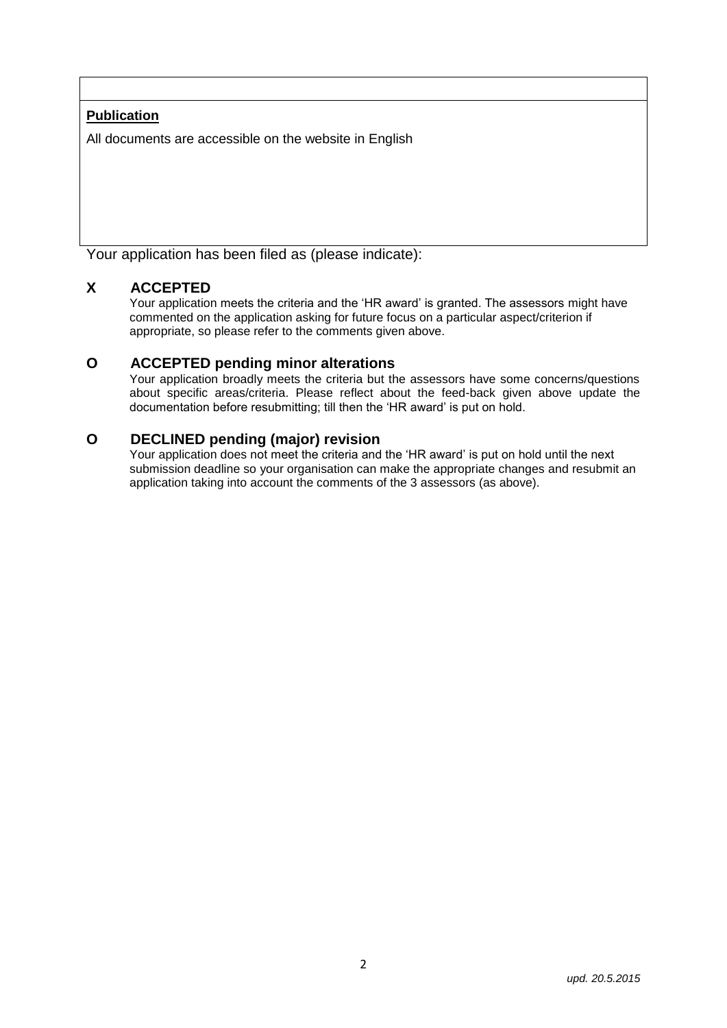**Publication**

All documents are accessible on the website in English

Your application has been filed as (please indicate):

**X ACCEPTED**

Your application meets the criteria and the 'HR award' is granted. The assessors might have commented on the application asking for future focus on a particular aspect/criterion if appropriate, so please refer to the comments given above.

**O ACCEPTED pending minor alterations**

Your application broadly meets the criteria but the assessors have some concerns/questions about specific areas/criteria. Please reflect about the feed-back given above update the documentation before resubmitting; till then the 'HR award' is put on hold.

**O DECLINED pending (major) revision**

Your application does not meet the criteria and the 'HR award' is put on hold until the next submission deadline so your organisation can make the appropriate changes and resubmit an application taking into account the comments of the 3 assessors (as above).

*upd. 20.5.2015*